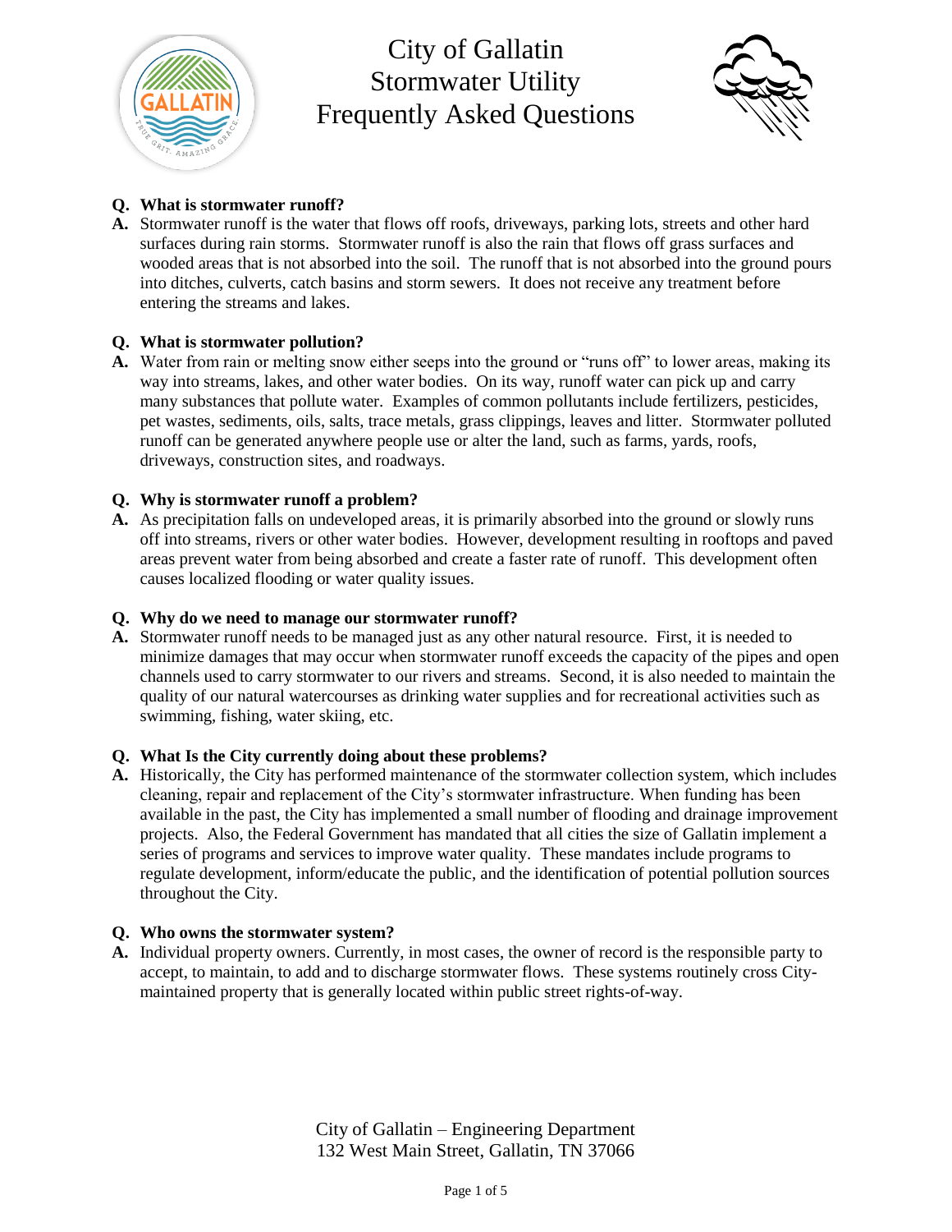# City of Gallatin Stormwater Utility Frequently Asked Questions

**Q. What is stormwater runoff?**

**A.** Stormwater runoff is the water that flows off roofs, driveways, parking lots, streets and other hard surfaces during rain storms. Stormwater runoff is also the rain that flows off grass surfaces and wooded areas that is not absorbed into the soil. The runoff that is not absorbed into the ground pours into ditches, culverts, catch basins and storm sewers. It does not receive any treatment before entering the streams and lakes.

**Q. What is stormwater pollution?**

**A.** Water from rain or melting snow either seeps into the ground or "runs off" to lower areas, making its way into streams, lakes, and other water bodies. On its way, runoff water can pick up and carry many substances that pollute water. Examples of common pollutants include fertilizers, pesticides, pet wastes, sediments, oils, salts, trace metals, grass clippings, leaves and litter. Stormwater polluted runoff can be generated anywhere people use or alter the land, such as farms, yards, roofs, driveways, construction sites, and roadways.

**Q. Why is stormwater runoff a problem?**

**A.** As precipitation falls on undeveloped areas, it is primarily absorbed into the ground or slowly runs off into streams, rivers or other water bodies. However, development resulting in rooftops and paved areas prevent water from being absorbed and create a faster rate of runoff. This development often causes localized flooding or water quality issues.

**Q. Why do we need to manage our stormwater runoff?**

**A.** Stormwater runoff needs to be managed just as any other natural resource. First, it is needed to minimize damages that may occur when stormwater runoff exceeds the capacity of the pipes and open channels used to carry stormwater to our rivers and streams. Second, it is also needed to maintain the quality of our natural watercourses as drinking water supplies and for recreational activities such as swimming, fishing, water skiing, etc.

**Q. What Is the City currently doing about these problems?**

**A.** Historically, the City has performed maintenance of the stormwater collection system, which includes cleaning, repair and replacement of the City's stormwater infrastructure. When funding has been available in the past, the City has implemented a small number of flooding and drainage improvement projects. Also, the Federal Government has mandated that all cities the size of Gallatin implement a series of programs and services to improve water quality. These mandates include programs to regulate development, inform/educate the public, and the identification of potential pollution sources throughout the City.

**Q. Who owns the stormwater system?**

**A.** Individual property owners. Currently, in most cases, the owner of record is the responsible party to accept, to maintain, to add and to discharge stormwater flows. These systems routinely cross City-maintained property that is generally located within public street rights-of-way.

City of Gallatin – Engineering Department
132 West Main Street, Gallatin, TN 37066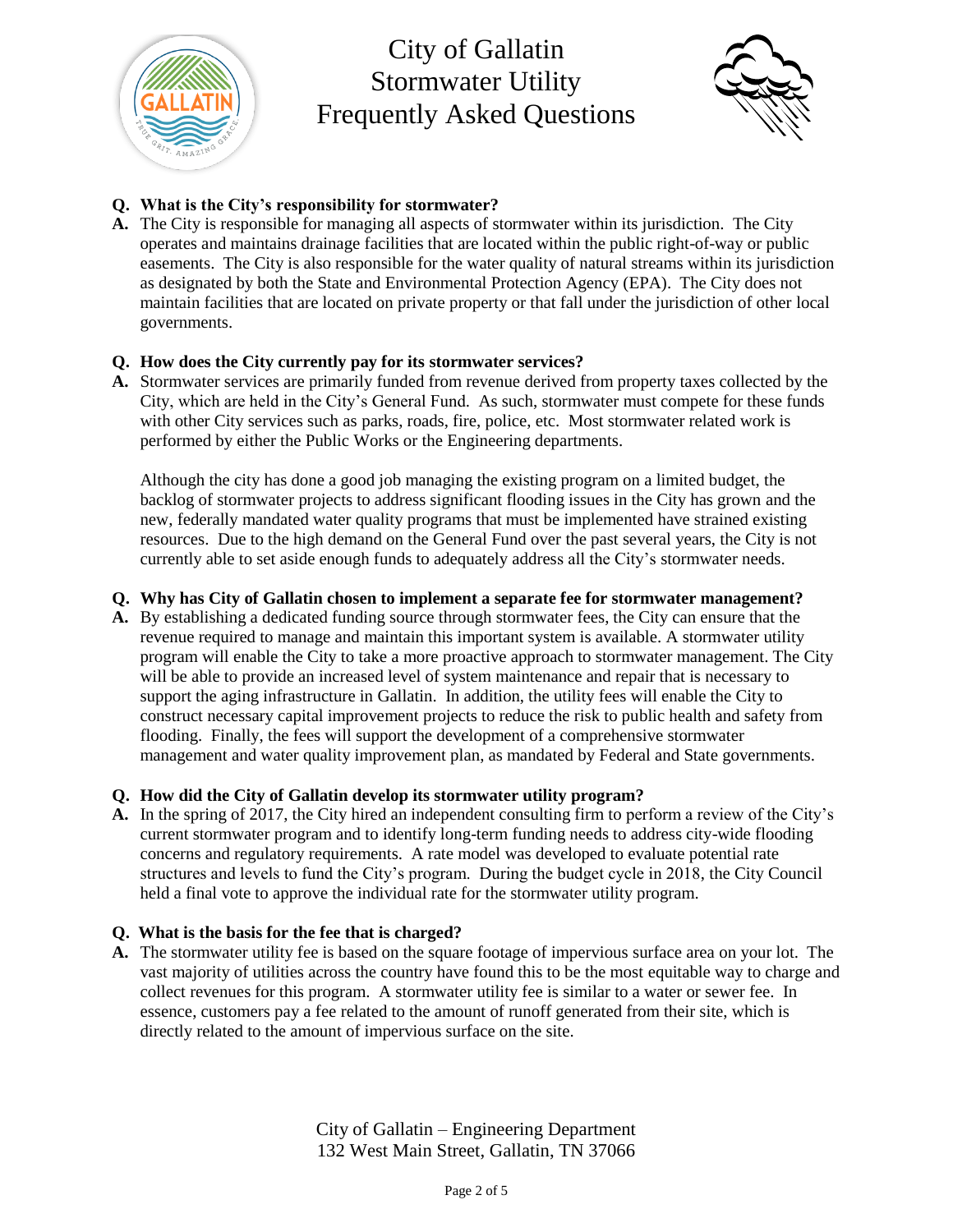# City of Gallatin Stormwater Utility Frequently Asked Questions

**Q. What is the City's responsibility for stormwater?**

**A.** The City is responsible for managing all aspects of stormwater within its jurisdiction. The City operates and maintains drainage facilities that are located within the public right-of-way or public easements. The City is also responsible for the water quality of natural streams within its jurisdiction as designated by both the State and Environmental Protection Agency (EPA). The City does not maintain facilities that are located on private property or that fall under the jurisdiction of other local governments.

**Q. How does the City currently pay for its stormwater services?**

**A.** Stormwater services are primarily funded from revenue derived from property taxes collected by the City, which are held in the City's General Fund. As such, stormwater must compete for these funds with other City services such as parks, roads, fire, police, etc. Most stormwater related work is performed by either the Public Works or the Engineering departments.

Although the city has done a good job managing the existing program on a limited budget, the backlog of stormwater projects to address significant flooding issues in the City has grown and the new, federally mandated water quality programs that must be implemented have strained existing resources. Due to the high demand on the General Fund over the past several years, the City is not currently able to set aside enough funds to adequately address all the City's stormwater needs.

**Q. Why has City of Gallatin chosen to implement a separate fee for stormwater management?**

**A.** By establishing a dedicated funding source through stormwater fees, the City can ensure that the revenue required to manage and maintain this important system is available. A stormwater utility program will enable the City to take a more proactive approach to stormwater management. The City will be able to provide an increased level of system maintenance and repair that is necessary to support the aging infrastructure in Gallatin. In addition, the utility fees will enable the City to construct necessary capital improvement projects to reduce the risk to public health and safety from flooding. Finally, the fees will support the development of a comprehensive stormwater management and water quality improvement plan, as mandated by Federal and State governments.

**Q. How did the City of Gallatin develop its stormwater utility program?**

**A.** In the spring of 2017, the City hired an independent consulting firm to perform a review of the City's current stormwater program and to identify long-term funding needs to address city-wide flooding concerns and regulatory requirements. A rate model was developed to evaluate potential rate structures and levels to fund the City's program. During the budget cycle in 2018, the City Council held a final vote to approve the individual rate for the stormwater utility program.

**Q. What is the basis for the fee that is charged?**

**A.** The stormwater utility fee is based on the square footage of impervious surface area on your lot. The vast majority of utilities across the country have found this to be the most equitable way to charge and collect revenues for this program. A stormwater utility fee is similar to a water or sewer fee. In essence, customers pay a fee related to the amount of runoff generated from their site, which is directly related to the amount of impervious surface on the site.

City of Gallatin – Engineering Department
132 West Main Street, Gallatin, TN 37066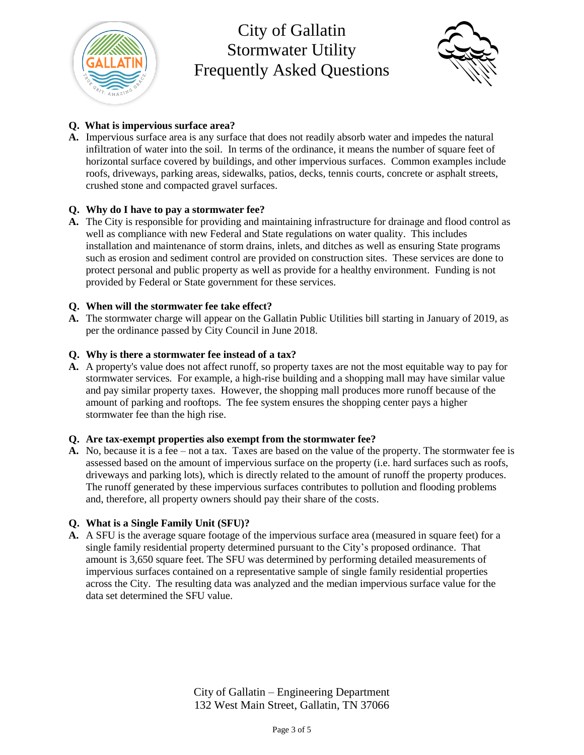# City of Gallatin Stormwater Utility Frequently Asked Questions

**Q. What is impervious surface area?**

**A.** Impervious surface area is any surface that does not readily absorb water and impedes the natural infiltration of water into the soil. In terms of the ordinance, it means the number of square feet of horizontal surface covered by buildings, and other impervious surfaces. Common examples include roofs, driveways, parking areas, sidewalks, patios, decks, tennis courts, concrete or asphalt streets, crushed stone and compacted gravel surfaces.

**Q. Why do I have to pay a stormwater fee?**

**A.** The City is responsible for providing and maintaining infrastructure for drainage and flood control as well as compliance with new Federal and State regulations on water quality. This includes installation and maintenance of storm drains, inlets, and ditches as well as ensuring State programs such as erosion and sediment control are provided on construction sites. These services are done to protect personal and public property as well as provide for a healthy environment. Funding is not provided by Federal or State government for these services.

**Q. When will the stormwater fee take effect?**

**A.** The stormwater charge will appear on the Gallatin Public Utilities bill starting in January of 2019, as per the ordinance passed by City Council in June 2018.

**Q. Why is there a stormwater fee instead of a tax?**

**A.** A property's value does not affect runoff, so property taxes are not the most equitable way to pay for stormwater services. For example, a high-rise building and a shopping mall may have similar value and pay similar property taxes. However, the shopping mall produces more runoff because of the amount of parking and rooftops. The fee system ensures the shopping center pays a higher stormwater fee than the high rise.

**Q. Are tax-exempt properties also exempt from the stormwater fee?**

**A.** No, because it is a fee – not a tax. Taxes are based on the value of the property. The stormwater fee is assessed based on the amount of impervious surface on the property (i.e. hard surfaces such as roofs, driveways and parking lots), which is directly related to the amount of runoff the property produces. The runoff generated by these impervious surfaces contributes to pollution and flooding problems and, therefore, all property owners should pay their share of the costs.

**Q. What is a Single Family Unit (SFU)?**

**A.** A SFU is the average square footage of the impervious surface area (measured in square feet) for a single family residential property determined pursuant to the City's proposed ordinance. That amount is 3,650 square feet. The SFU was determined by performing detailed measurements of impervious surfaces contained on a representative sample of single family residential properties across the City. The resulting data was analyzed and the median impervious surface value for the data set determined the SFU value.

City of Gallatin – Engineering Department
132 West Main Street, Gallatin, TN 37066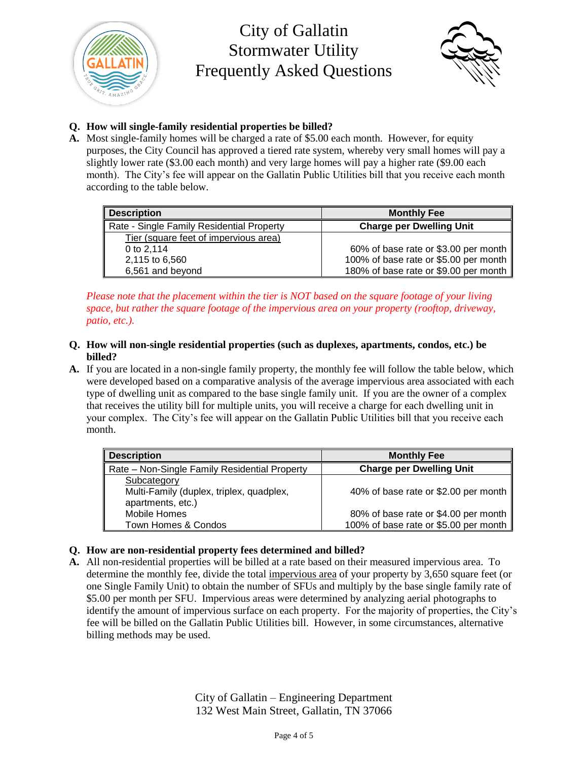# City of Gallatin
# Stormwater Utility
# Frequently Asked Questions

**Q. How will single-family residential properties be billed?**

**A.** Most single-family homes will be charged a rate of $5.00 each month. However, for equity purposes, the City Council has approved a tiered rate system, whereby very small homes will pay a slightly lower rate ($3.00 each month) and very large homes will pay a higher rate ($9.00 each month). The City's fee will appear on the Gallatin Public Utilities bill that you receive each month according to the table below.

| Description | Monthly Fee |
|---|---|
| Rate - Single Family Residential Property | **Charge per Dwelling Unit** |
| Tier (square feet of impervious area) | |
| 0 to 2,114 | 60% of base rate or $3.00 per month |
| 2,115 to 6,560 | 100% of base rate or $5.00 per month |
| 6,561 and beyond | 180% of base rate or $9.00 per month |

*Please note that the placement within the tier is NOT based on the square footage of your living space, but rather the square footage of the impervious area on your property (rooftop, driveway, patio, etc.).*

**Q. How will non-single residential properties (such as duplexes, apartments, condos, etc.) be billed?**

**A.** If you are located in a non-single family property, the monthly fee will follow the table below, which were developed based on a comparative analysis of the average impervious area associated with each type of dwelling unit as compared to the base single family unit. If you are the owner of a complex that receives the utility bill for multiple units, you will receive a charge for each dwelling unit in your complex. The City's fee will appear on the Gallatin Public Utilities bill that you receive each month.

| Description | Monthly Fee |
|---|---|
| Rate – Non-Single Family Residential Property | **Charge per Dwelling Unit** |
| Subcategory | |
| Multi-Family (duplex, triplex, quadplex, apartments, etc.) | 40% of base rate or $2.00 per month |
| Mobile Homes | 80% of base rate or $4.00 per month |
| Town Homes & Condos | 100% of base rate or $5.00 per month |

**Q. How are non-residential property fees determined and billed?**

**A.** All non-residential properties will be billed at a rate based on their measured impervious area. To determine the monthly fee, divide the total impervious area of your property by 3,650 square feet (or one Single Family Unit) to obtain the number of SFUs and multiply by the base single family rate of $5.00 per month per SFU. Impervious areas were determined by analyzing aerial photographs to identify the amount of impervious surface on each property. For the majority of properties, the City's fee will be billed on the Gallatin Public Utilities bill. However, in some circumstances, alternative billing methods may be used.

City of Gallatin – Engineering Department
132 West Main Street, Gallatin, TN 37066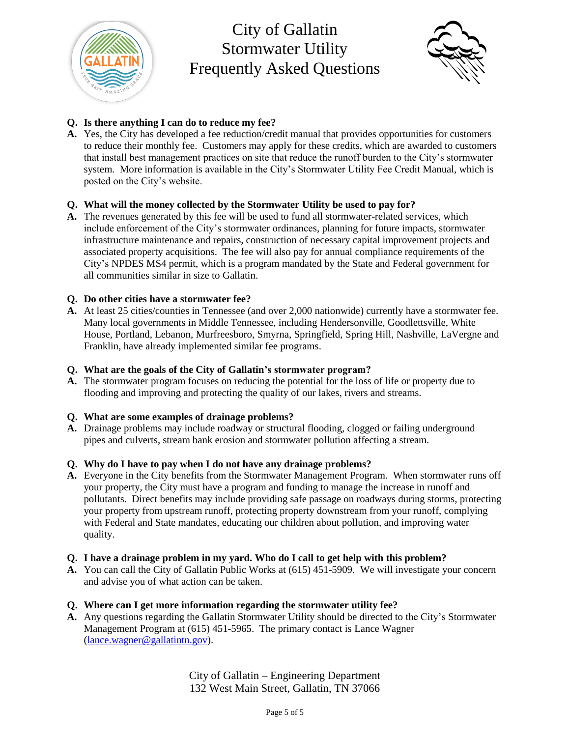# City of Gallatin
# Stormwater Utility
# Frequently Asked Questions

**Q. Is there anything I can do to reduce my fee?**

**A.** Yes, the City has developed a fee reduction/credit manual that provides opportunities for customers to reduce their monthly fee. Customers may apply for these credits, which are awarded to customers that install best management practices on site that reduce the runoff burden to the City's stormwater system. More information is available in the City's Stormwater Utility Fee Credit Manual, which is posted on the City's website.

**Q. What will the money collected by the Stormwater Utility be used to pay for?**

**A.** The revenues generated by this fee will be used to fund all stormwater-related services, which include enforcement of the City's stormwater ordinances, planning for future impacts, stormwater infrastructure maintenance and repairs, construction of necessary capital improvement projects and associated property acquisitions. The fee will also pay for annual compliance requirements of the City's NPDES MS4 permit, which is a program mandated by the State and Federal government for all communities similar in size to Gallatin.

**Q. Do other cities have a stormwater fee?**

**A.** At least 25 cities/counties in Tennessee (and over 2,000 nationwide) currently have a stormwater fee. Many local governments in Middle Tennessee, including Hendersonville, Goodlettsville, White House, Portland, Lebanon, Murfreesboro, Smyrna, Springfield, Spring Hill, Nashville, LaVergne and Franklin, have already implemented similar fee programs.

**Q. What are the goals of the City of Gallatin's stormwater program?**

**A.** The stormwater program focuses on reducing the potential for the loss of life or property due to flooding and improving and protecting the quality of our lakes, rivers and streams.

**Q. What are some examples of drainage problems?**

**A.** Drainage problems may include roadway or structural flooding, clogged or failing underground pipes and culverts, stream bank erosion and stormwater pollution affecting a stream.

**Q. Why do I have to pay when I do not have any drainage problems?**

**A.** Everyone in the City benefits from the Stormwater Management Program. When stormwater runs off your property, the City must have a program and funding to manage the increase in runoff and pollutants. Direct benefits may include providing safe passage on roadways during storms, protecting your property from upstream runoff, protecting property downstream from your runoff, complying with Federal and State mandates, educating our children about pollution, and improving water quality.

**Q. I have a drainage problem in my yard. Who do I call to get help with this problem?**

**A.** You can call the City of Gallatin Public Works at (615) 451-5909. We will investigate your concern and advise you of what action can be taken.

**Q. Where can I get more information regarding the stormwater utility fee?**

**A.** Any questions regarding the Gallatin Stormwater Utility should be directed to the City's Stormwater Management Program at (615) 451-5965. The primary contact is Lance Wagner (lance.wagner@gallatintn.gov).

City of Gallatin – Engineering Department
132 West Main Street, Gallatin, TN 37066